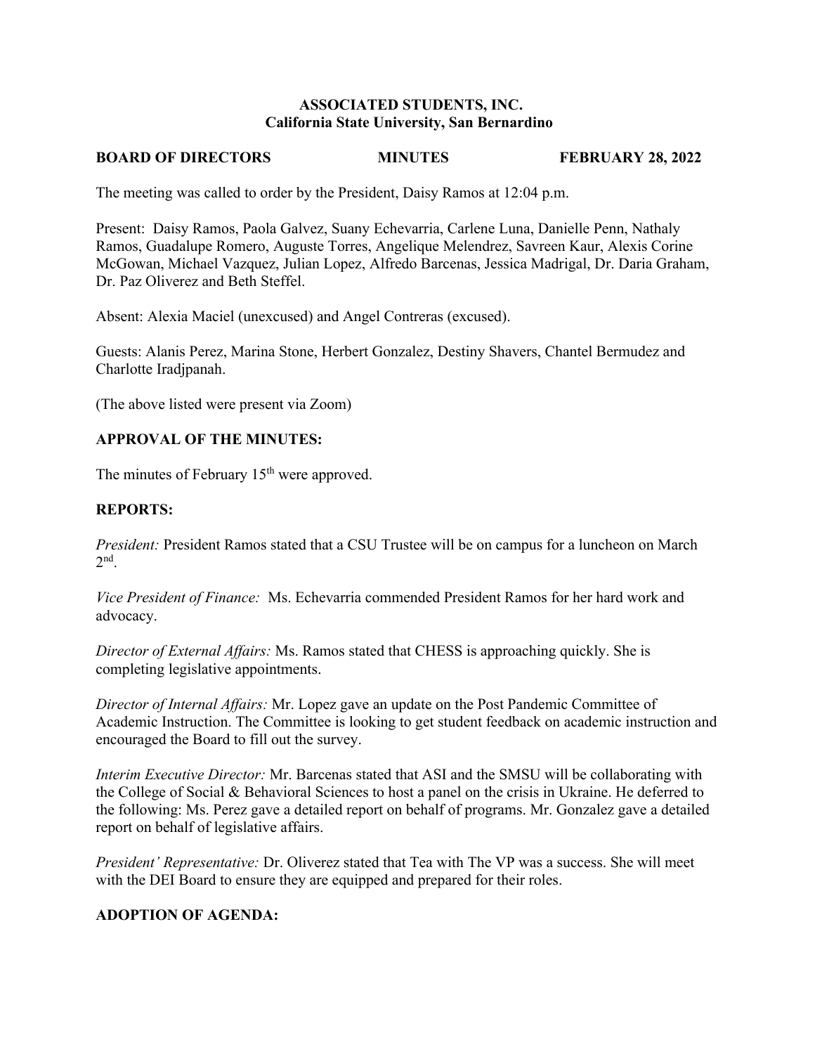**ASSOCIATED STUDENTS, INC.**
**California State University, San Bernardino**

**BOARD OF DIRECTORS MINUTES FEBRUARY 28, 2022**

The meeting was called to order by the President, Daisy Ramos at 12:04 p.m.

Present: Daisy Ramos, Paola Galvez, Suany Echevarria, Carlene Luna, Danielle Penn, Nathaly Ramos, Guadalupe Romero, Auguste Torres, Angelique Melendrez, Savreen Kaur, Alexis Corine McGowan, Michael Vazquez, Julian Lopez, Alfredo Barcenas, Jessica Madrigal, Dr. Daria Graham, Dr. Paz Oliverez and Beth Steffel.

Absent: Alexia Maciel (unexcused) and Angel Contreras (excused).

Guests: Alanis Perez, Marina Stone, Herbert Gonzalez, Destiny Shavers, Chantel Bermudez and Charlotte Iradjpanah.

(The above listed were present via Zoom)

## APPROVAL OF THE MINUTES:

The minutes of February 15th were approved.

## REPORTS:

*President:* President Ramos stated that a CSU Trustee will be on campus for a luncheon on March 2nd.

*Vice President of Finance:* Ms. Echevarria commended President Ramos for her hard work and advocacy.

*Director of External Affairs:* Ms. Ramos stated that CHESS is approaching quickly. She is completing legislative appointments.

*Director of Internal Affairs:* Mr. Lopez gave an update on the Post Pandemic Committee of Academic Instruction. The Committee is looking to get student feedback on academic instruction and encouraged the Board to fill out the survey.

*Interim Executive Director:* Mr. Barcenas stated that ASI and the SMSU will be collaborating with the College of Social & Behavioral Sciences to host a panel on the crisis in Ukraine. He deferred to the following: Ms. Perez gave a detailed report on behalf of programs. Mr. Gonzalez gave a detailed report on behalf of legislative affairs.

*President' Representative:* Dr. Oliverez stated that Tea with The VP was a success. She will meet with the DEI Board to ensure they are equipped and prepared for their roles.

## ADOPTION OF AGENDA: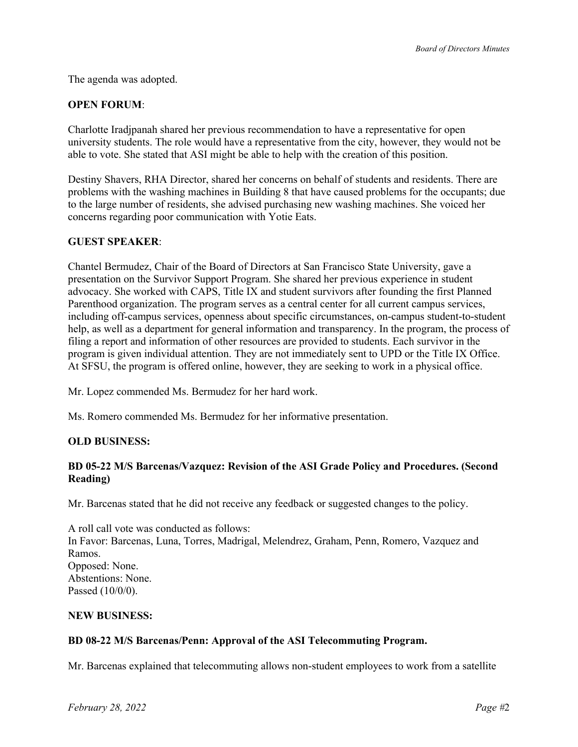The agenda was adopted.

**OPEN FORUM**:

Charlotte Iradjpanah shared her previous recommendation to have a representative for open university students. The role would have a representative from the city, however, they would not be able to vote. She stated that ASI might be able to help with the creation of this position.

Destiny Shavers, RHA Director, shared her concerns on behalf of students and residents. There are problems with the washing machines in Building 8 that have caused problems for the occupants; due to the large number of residents, she advised purchasing new washing machines. She voiced her concerns regarding poor communication with Yotie Eats.

**GUEST SPEAKER**:

Chantel Bermudez, Chair of the Board of Directors at San Francisco State University, gave a presentation on the Survivor Support Program. She shared her previous experience in student advocacy. She worked with CAPS, Title IX and student survivors after founding the first Planned Parenthood organization. The program serves as a central center for all current campus services, including off-campus services, openness about specific circumstances, on-campus student-to-student help, as well as a department for general information and transparency. In the program, the process of filing a report and information of other resources are provided to students. Each survivor in the program is given individual attention. They are not immediately sent to UPD or the Title IX Office. At SFSU, the program is offered online, however, they are seeking to work in a physical office.

Mr. Lopez commended Ms. Bermudez for her hard work.

Ms. Romero commended Ms. Bermudez for her informative presentation.

**OLD BUSINESS:**

**BD 05-22 M/S Barcenas/Vazquez: Revision of the ASI Grade Policy and Procedures. (Second Reading)**

Mr. Barcenas stated that he did not receive any feedback or suggested changes to the policy.

A roll call vote was conducted as follows:
In Favor: Barcenas, Luna, Torres, Madrigal, Melendrez, Graham, Penn, Romero, Vazquez and Ramos.
Opposed: None.
Abstentions: None.
Passed (10/0/0).

**NEW BUSINESS:**

**BD 08-22 M/S Barcenas/Penn: Approval of the ASI Telecommuting Program.**

Mr. Barcenas explained that telecommuting allows non-student employees to work from a satellite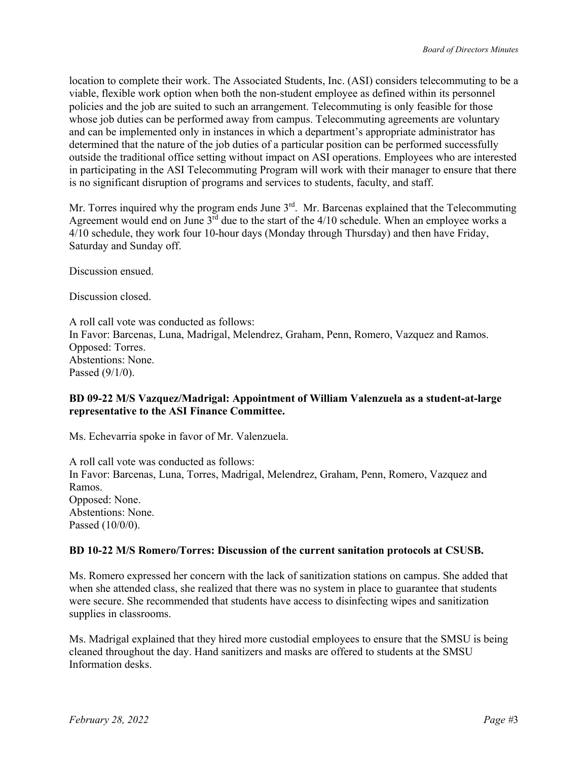location to complete their work. The Associated Students, Inc. (ASI) considers telecommuting to be a viable, flexible work option when both the non-student employee as defined within its personnel policies and the job are suited to such an arrangement. Telecommuting is only feasible for those whose job duties can be performed away from campus. Telecommuting agreements are voluntary and can be implemented only in instances in which a department's appropriate administrator has determined that the nature of the job duties of a particular position can be performed successfully outside the traditional office setting without impact on ASI operations. Employees who are interested in participating in the ASI Telecommuting Program will work with their manager to ensure that there is no significant disruption of programs and services to students, faculty, and staff.

Mr. Torres inquired why the program ends June 3rd. Mr. Barcenas explained that the Telecommuting Agreement would end on June 3rd due to the start of the 4/10 schedule. When an employee works a 4/10 schedule, they work four 10-hour days (Monday through Thursday) and then have Friday, Saturday and Sunday off.

Discussion ensued.

Discussion closed.

A roll call vote was conducted as follows:
In Favor: Barcenas, Luna, Madrigal, Melendrez, Graham, Penn, Romero, Vazquez and Ramos.
Opposed: Torres.
Abstentions: None.
Passed (9/1/0).

**BD 09-22 M/S Vazquez/Madrigal: Appointment of William Valenzuela as a student-at-large representative to the ASI Finance Committee.**

Ms. Echevarria spoke in favor of Mr. Valenzuela.

A roll call vote was conducted as follows:
In Favor: Barcenas, Luna, Torres, Madrigal, Melendrez, Graham, Penn, Romero, Vazquez and Ramos.
Opposed: None.
Abstentions: None.
Passed (10/0/0).

**BD 10-22 M/S Romero/Torres: Discussion of the current sanitation protocols at CSUSB.**

Ms. Romero expressed her concern with the lack of sanitization stations on campus. She added that when she attended class, she realized that there was no system in place to guarantee that students were secure. She recommended that students have access to disinfecting wipes and sanitization supplies in classrooms.

Ms. Madrigal explained that they hired more custodial employees to ensure that the SMSU is being cleaned throughout the day. Hand sanitizers and masks are offered to students at the SMSU Information desks.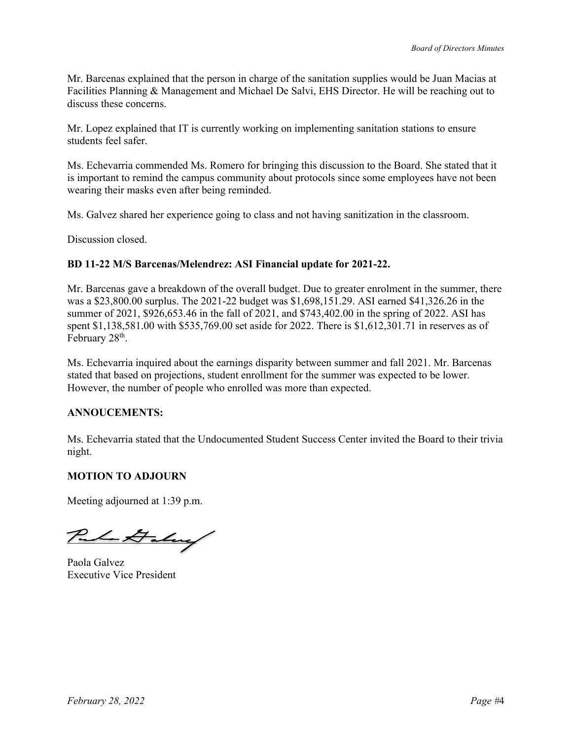Mr. Barcenas explained that the person in charge of the sanitation supplies would be Juan Macias at Facilities Planning & Management and Michael De Salvi, EHS Director. He will be reaching out to discuss these concerns.

Mr. Lopez explained that IT is currently working on implementing sanitation stations to ensure students feel safer.

Ms. Echevarria commended Ms. Romero for bringing this discussion to the Board. She stated that it is important to remind the campus community about protocols since some employees have not been wearing their masks even after being reminded.

Ms. Galvez shared her experience going to class and not having sanitization in the classroom.

Discussion closed.

**BD 11-22 M/S Barcenas/Melendrez: ASI Financial update for 2021-22.**

Mr. Barcenas gave a breakdown of the overall budget. Due to greater enrolment in the summer, there was a $23,800.00 surplus. The 2021-22 budget was $1,698,151.29. ASI earned $41,326.26 in the summer of 2021, $926,653.46 in the fall of 2021, and $743,402.00 in the spring of 2022. ASI has spent $1,138,581.00 with $535,769.00 set aside for 2022. There is $1,612,301.71 in reserves as of February 28th.

Ms. Echevarria inquired about the earnings disparity between summer and fall 2021. Mr. Barcenas stated that based on projections, student enrollment for the summer was expected to be lower. However, the number of people who enrolled was more than expected.

**ANNOUCEMENTS:**

Ms. Echevarria stated that the Undocumented Student Success Center invited the Board to their trivia night.

**MOTION TO ADJOURN**

Meeting adjourned at 1:39 p.m.

Paola Galvez
Executive Vice President